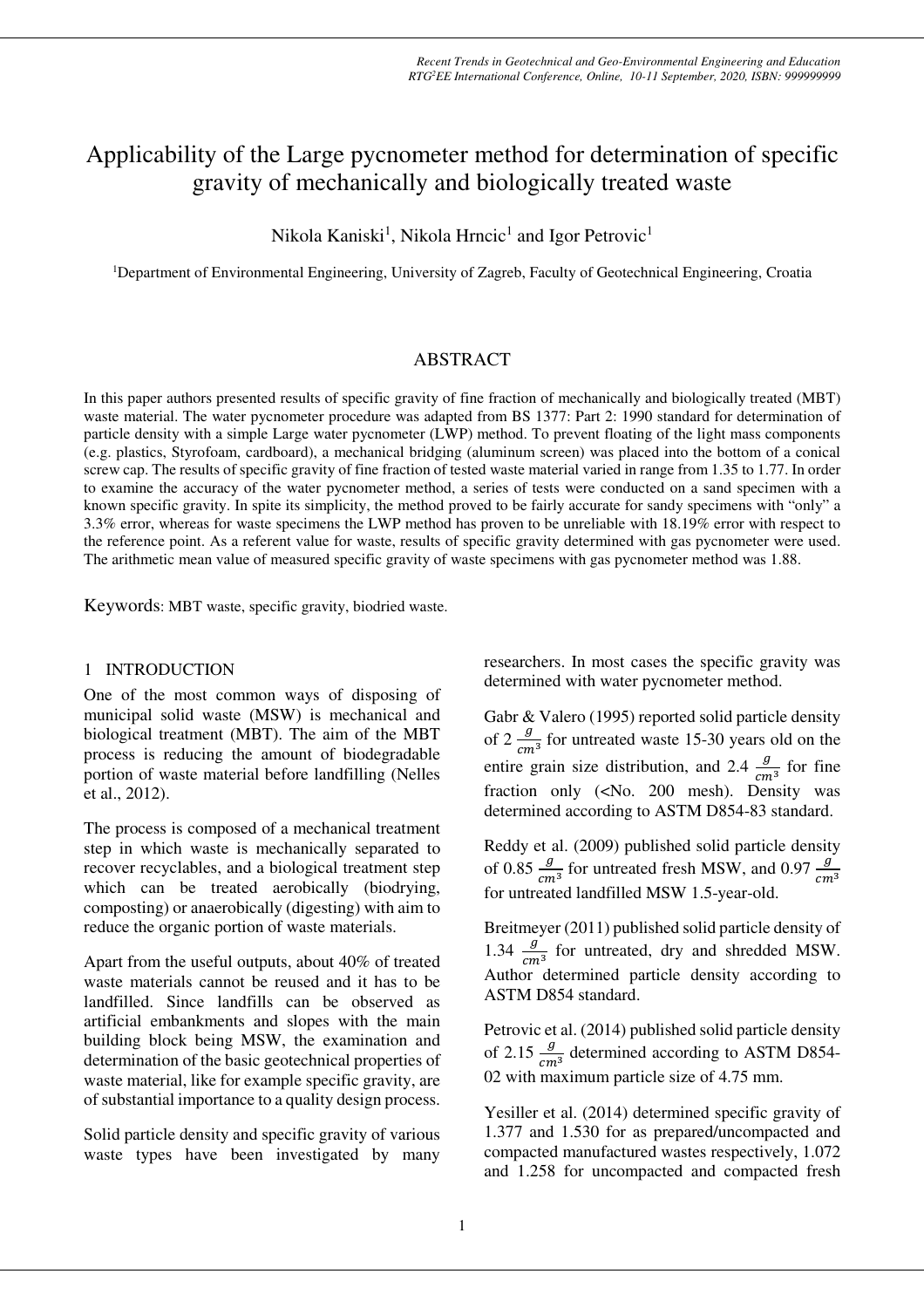# Applicability of the Large pycnometer method for determination of specific gravity of mechanically and biologically treated waste

Nikola Kaniski[1], Nikola Hrncic[1] and Igor Petrovic[1]

[1]Department of Environmental Engineering, University of Zagreb, Faculty of Geotechnical Engineering, Croatia

## ABSTRACT

In this paper authors presented results of specific gravity of fine fraction of mechanically and biologically treated (MBT) waste material. The water pycnometer procedure was adapted from BS 1377: Part 2: 1990 standard for determination of particle density with a simple Large water pycnometer (LWP) method. To prevent floating of the light mass components (e.g. plastics, Styrofoam, cardboard), a mechanical bridging (aluminum screen) was placed into the bottom of a conical screw cap. The results of specific gravity of fine fraction of tested waste material varied in range from 1.35 to 1.77. In order to examine the accuracy of the water pycnometer method, a series of tests were conducted on a sand specimen with a known specific gravity. In spite its simplicity, the method proved to be fairly accurate for sandy specimens with "only" a 3.3% error, whereas for waste specimens the LWP method has proven to be unreliable with 18.19% error with respect to the reference point. As a referent value for waste, results of specific gravity determined with gas pycnometer were used. The arithmetic mean value of measured specific gravity of waste specimens with gas pycnometer method was 1.88.

Keywords: MBT waste, specific gravity, biodried waste.

## 1 INTRODUCTION

One of the most common ways of disposing of municipal solid waste (MSW) is mechanical and biological treatment (MBT). The aim of the MBT process is reducing the amount of biodegradable portion of waste material before landfilling (Nelles et al., 2012).

The process is composed of a mechanical treatment step in which waste is mechanically separated to recover recyclables, and a biological treatment step which can be treated aerobically (biodrying, composting) or anaerobically (digesting) with aim to reduce the organic portion of waste materials.

Apart from the useful outputs, about 40% of treated waste materials cannot be reused and it has to be landfilled. Since landfills can be observed as artificial embankments and slopes with the main building block being MSW, the examination and determination of the basic geotechnical properties of waste material, like for example specific gravity, are of substantial importance to a quality design process.

Solid particle density and specific gravity of various waste types have been investigated by many researchers. In most cases the specific gravity was determined with water pycnometer method.

Gabr & Valero (1995) reported solid particle density of 2 $\frac{g}{cm^3}$ for untreated waste 15-30 years old on the entire grain size distribution, and 2.4 $\frac{g}{cm^3}$ for fine fraction only (<No. 200 mesh). Density was determined according to ASTM D854-83 standard.

Reddy et al. (2009) published solid particle density of 0.85 $\frac{g}{cm^3}$ for untreated fresh MSW, and 0.97 $\frac{g}{cm^3}$ for untreated landfilled MSW 1.5-year-old.

Breitmeyer (2011) published solid particle density of 1.34 $\frac{g}{cm^3}$ for untreated, dry and shredded MSW. Author determined particle density according to ASTM D854 standard.

Petrovic et al. (2014) published solid particle density of 2.15 $\frac{g}{cm^3}$ determined according to ASTM D854-02 with maximum particle size of 4.75 mm.

Yesiller et al. (2014) determined specific gravity of 1.377 and 1.530 for as prepared/uncompacted and compacted manufactured wastes respectively, 1.072 and 1.258 for uncompacted and compacted fresh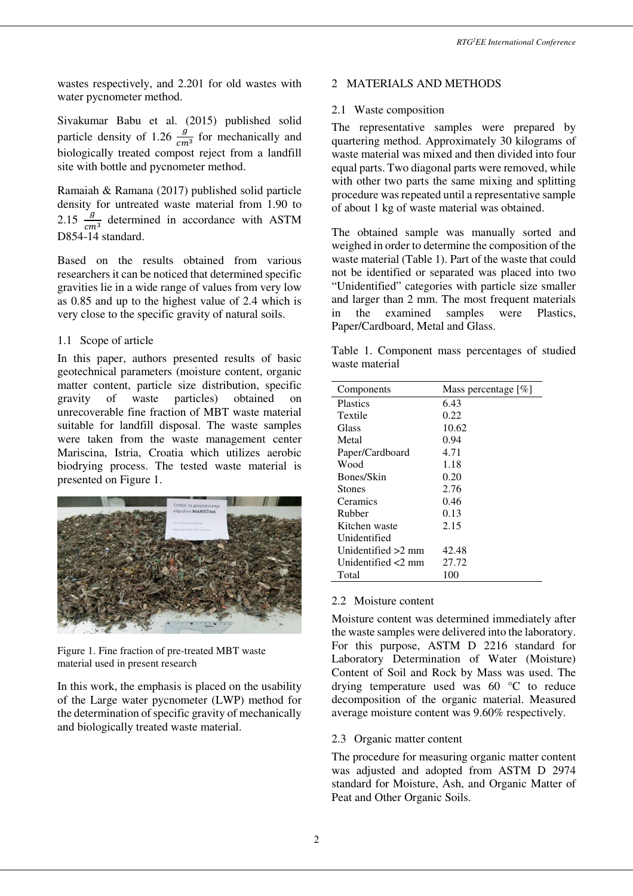wastes respectively, and 2.201 for old wastes with water pycnometer method.

Sivakumar Babu et al. (2015) published solid particle density of 1.26 $\frac{g}{cm^3}$ for mechanically and biologically treated compost reject from a landfill site with bottle and pycnometer method.

Ramaiah & Ramana (2017) published solid particle density for untreated waste material from 1.90 to 2.15 $\frac{g}{cm^3}$ determined in accordance with ASTM D854-14 standard.

Based on the results obtained from various researchers it can be noticed that determined specific gravities lie in a wide range of values from very low as 0.85 and up to the highest value of 2.4 which is very close to the specific gravity of natural soils.

### 1.1 Scope of article

In this paper, authors presented results of basic geotechnical parameters (moisture content, organic matter content, particle size distribution, specific gravity of waste particles) obtained on unrecoverable fine fraction of MBT waste material suitable for landfill disposal. The waste samples were taken from the waste management center Mariscina, Istria, Croatia which utilizes aerobic biodrying process. The tested waste material is presented on Figure 1.

Figure 1. Fine fraction of pre-treated MBT waste material used in present research

In this work, the emphasis is placed on the usability of the Large water pycnometer (LWP) method for the determination of specific gravity of mechanically and biologically treated waste material.

## 2 MATERIALS AND METHODS

### 2.1 Waste composition

The representative samples were prepared by quartering method. Approximately 30 kilograms of waste material was mixed and then divided into four equal parts. Two diagonal parts were removed, while with other two parts the same mixing and splitting procedure was repeated until a representative sample of about 1 kg of waste material was obtained.

The obtained sample was manually sorted and weighed in order to determine the composition of the waste material (Table 1). Part of the waste that could not be identified or separated was placed into two "Unidentified" categories with particle size smaller and larger than 2 mm. The most frequent materials in the examined samples were Plastics, Paper/Cardboard, Metal and Glass.

Table 1. Component mass percentages of studied waste material

| Components | Mass percentage [%] |
|---|---|
| Plastics | 6.43 |
| Textile | 0.22 |
| Glass | 10.62 |
| Metal | 0.94 |
| Paper/Cardboard | 4.71 |
| Wood | 1.18 |
| Bones/Skin | 0.20 |
| Stones | 2.76 |
| Ceramics | 0.46 |
| Rubber | 0.13 |
| Kitchen waste | 2.15 |
| Unidentified | |
| Unidentified >2 mm | 42.48 |
| Unidentified <2 mm | 27.72 |
| Total | 100 |

### 2.2 Moisture content

Moisture content was determined immediately after the waste samples were delivered into the laboratory. For this purpose, ASTM D 2216 standard for Laboratory Determination of Water (Moisture) Content of Soil and Rock by Mass was used. The drying temperature used was 60 °C to reduce decomposition of the organic material. Measured average moisture content was 9.60% respectively.

### 2.3 Organic matter content

The procedure for measuring organic matter content was adjusted and adopted from ASTM D 2974 standard for Moisture, Ash, and Organic Matter of Peat and Other Organic Soils.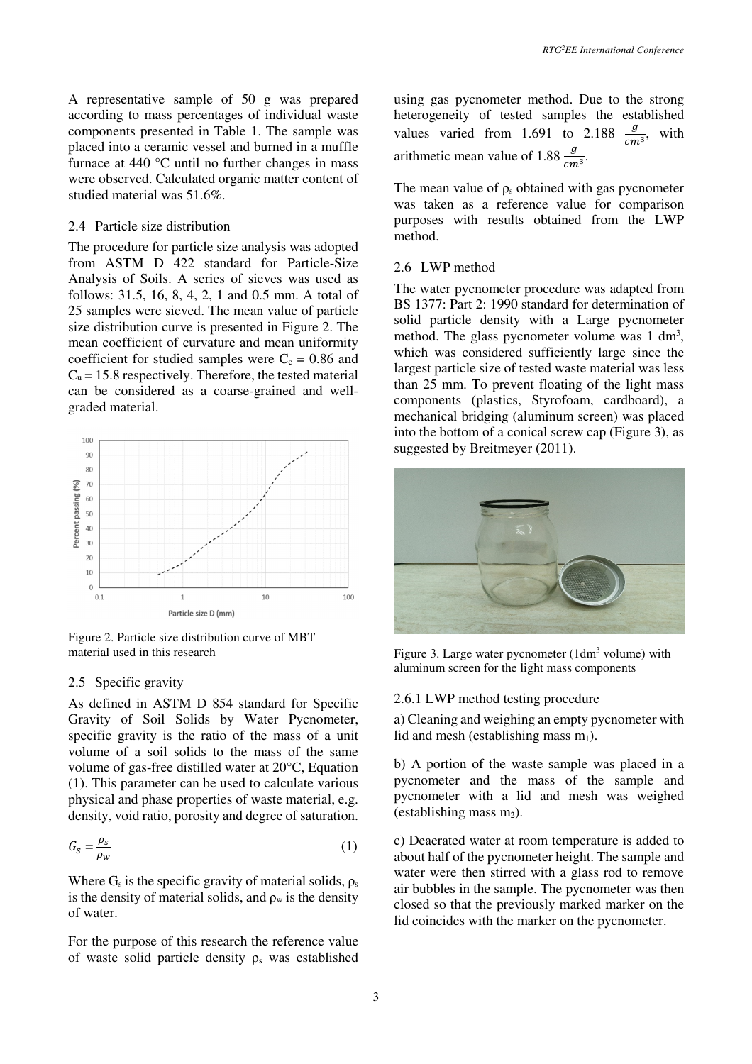A representative sample of 50 g was prepared according to mass percentages of individual waste components presented in Table 1. The sample was placed into a ceramic vessel and burned in a muffle furnace at 440 °C until no further changes in mass were observed. Calculated organic matter content of studied material was 51.6%.

### 2.4 Particle size distribution

The procedure for particle size analysis was adopted from ASTM D 422 standard for Particle-Size Analysis of Soils. A series of sieves was used as follows: 31.5, 16, 8, 4, 2, 1 and 0.5 mm. A total of 25 samples were sieved. The mean value of particle size distribution curve is presented in Figure 2. The mean coefficient of curvature and mean uniformity coefficient for studied samples were $C_c = 0.86$ and $C_u = 15.8$ respectively. Therefore, the tested material can be considered as a coarse-grained and well-graded material.

Figure 2. Particle size distribution curve of MBT material used in this research

### 2.5 Specific gravity

As defined in ASTM D 854 standard for Specific Gravity of Soil Solids by Water Pycnometer, specific gravity is the ratio of the mass of a unit volume of a soil solids to the mass of the same volume of gas-free distilled water at 20°C, Equation (1). This parameter can be used to calculate various physical and phase properties of waste material, e.g. density, void ratio, porosity and degree of saturation.

$$G_s = \frac{\rho_s}{\rho_w} \tag{1}$$

Where $G_s$ is the specific gravity of material solids, $\rho_s$ is the density of material solids, and $\rho_w$ is the density of water.

For the purpose of this research the reference value of waste solid particle density $\rho_s$ was established using gas pycnometer method. Due to the strong heterogeneity of tested samples the established values varied from 1.691 to 2.188 $\frac{g}{cm^3}$, with arithmetic mean value of 1.88 $\frac{g}{cm^3}$.

The mean value of $\rho_s$ obtained with gas pycnometer was taken as a reference value for comparison purposes with results obtained from the LWP method.

### 2.6 LWP method

The water pycnometer procedure was adapted from BS 1377: Part 2: 1990 standard for determination of solid particle density with a Large pycnometer method. The glass pycnometer volume was 1 $dm^3$, which was considered sufficiently large since the largest particle size of tested waste material was less than 25 mm. To prevent floating of the light mass components (plastics, Styrofoam, cardboard), a mechanical bridging (aluminum screen) was placed into the bottom of a conical screw cap (Figure 3), as suggested by Breitmeyer (2011).

Figure 3. Large water pycnometer (1$dm^3$ volume) with aluminum screen for the light mass components

#### 2.6.1 LWP method testing procedure

a) Cleaning and weighing an empty pycnometer with lid and mesh (establishing mass $m_1$).

b) A portion of the waste sample was placed in a pycnometer and the mass of the sample and pycnometer with a lid and mesh was weighed (establishing mass $m_2$).

c) Deaerated water at room temperature is added to about half of the pycnometer height. The sample and water were then stirred with a glass rod to remove air bubbles in the sample. The pycnometer was then closed so that the previously marked marker on the lid coincides with the marker on the pycnometer.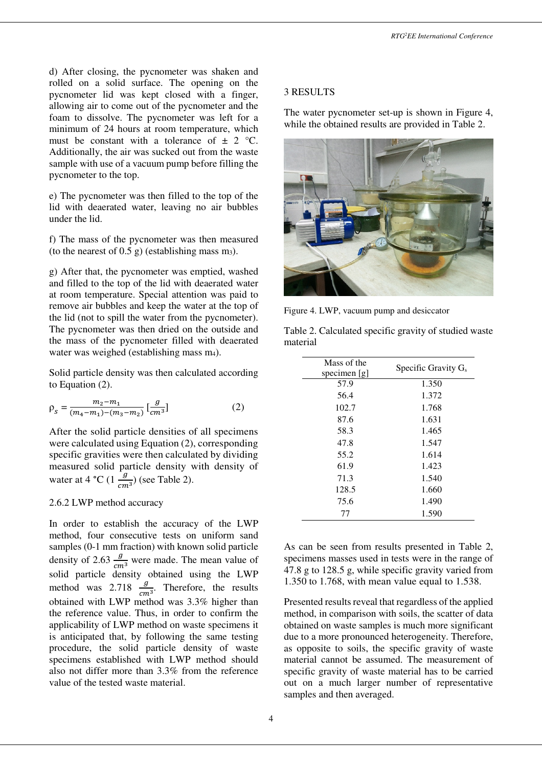d) After closing, the pycnometer was shaken and rolled on a solid surface. The opening on the pycnometer lid was kept closed with a finger, allowing air to come out of the pycnometer and the foam to dissolve. The pycnometer was left for a minimum of 24 hours at room temperature, which must be constant with a tolerance of ± 2 °C. Additionally, the air was sucked out from the waste sample with use of a vacuum pump before filling the pycnometer to the top.

e) The pycnometer was then filled to the top of the lid with deaerated water, leaving no air bubbles under the lid.

f) The mass of the pycnometer was then measured (to the nearest of 0.5 g) (establishing mass $m_3$).

g) After that, the pycnometer was emptied, washed and filled to the top of the lid with deaerated water at room temperature. Special attention was paid to remove air bubbles and keep the water at the top of the lid (not to spill the water from the pycnometer). The pycnometer was then dried on the outside and the mass of the pycnometer filled with deaerated water was weighed (establishing mass $m_4$).

Solid particle density was then calculated according to Equation (2).

$$\rho_s = \frac{m_2 - m_1}{(m_4 - m_1) - (m_3 - m_2)} \left[\frac{g}{cm^3}\right] \quad (2)$$

After the solid particle densities of all specimens were calculated using Equation (2), corresponding specific gravities were then calculated by dividing measured solid particle density with density of water at 4 °C ($1 \frac{g}{cm^3}$) (see Table 2).

### 2.6.2 LWP method accuracy

In order to establish the accuracy of the LWP method, four consecutive tests on uniform sand samples (0-1 mm fraction) with known solid particle density of 2.63 $\frac{g}{cm^3}$ were made. The mean value of solid particle density obtained using the LWP method was 2.718 $\frac{g}{cm^3}$. Therefore, the results obtained with LWP method was 3.3% higher than the reference value. Thus, in order to confirm the applicability of LWP method on waste specimens it is anticipated that, by following the same testing procedure, the solid particle density of waste specimens established with LWP method should also not differ more than 3.3% from the reference value of the tested waste material.

## 3 RESULTS

The water pycnometer set-up is shown in Figure 4, while the obtained results are provided in Table 2.

Figure 4. LWP, vacuum pump and desiccator

Table 2. Calculated specific gravity of studied waste material

| Mass of the specimen [g] | Specific Gravity $G_s$ |
|---|---|
| 57.9 | 1.350 |
| 56.4 | 1.372 |
| 102.7 | 1.768 |
| 87.6 | 1.631 |
| 58.3 | 1.465 |
| 47.8 | 1.547 |
| 55.2 | 1.614 |
| 61.9 | 1.423 |
| 71.3 | 1.540 |
| 128.5 | 1.660 |
| 75.6 | 1.490 |
| 77 | 1.590 |

As can be seen from results presented in Table 2, specimens masses used in tests were in the range of 47.8 g to 128.5 g, while specific gravity varied from 1.350 to 1.768, with mean value equal to 1.538.

Presented results reveal that regardless of the applied method, in comparison with soils, the scatter of data obtained on waste samples is much more significant due to a more pronounced heterogeneity. Therefore, as opposite to soils, the specific gravity of waste material cannot be assumed. The measurement of specific gravity of waste material has to be carried out on a much larger number of representative samples and then averaged.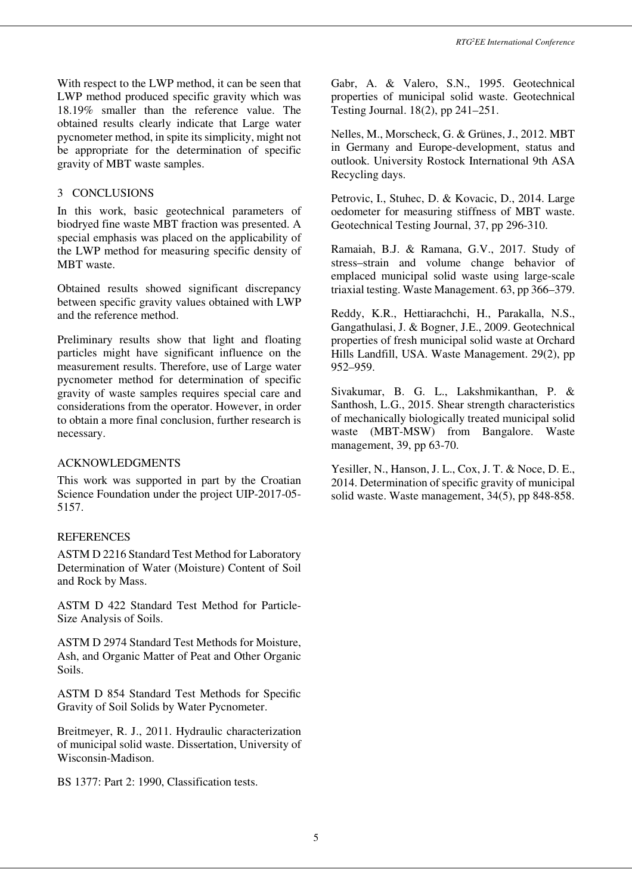With respect to the LWP method, it can be seen that LWP method produced specific gravity which was 18.19% smaller than the reference value. The obtained results clearly indicate that Large water pycnometer method, in spite its simplicity, might not be appropriate for the determination of specific gravity of MBT waste samples.

## 3 CONCLUSIONS

In this work, basic geotechnical parameters of biodryed fine waste MBT fraction was presented. A special emphasis was placed on the applicability of the LWP method for measuring specific density of MBT waste.

Obtained results showed significant discrepancy between specific gravity values obtained with LWP and the reference method.

Preliminary results show that light and floating particles might have significant influence on the measurement results. Therefore, use of Large water pycnometer method for determination of specific gravity of waste samples requires special care and considerations from the operator. However, in order to obtain a more final conclusion, further research is necessary.

## ACKNOWLEDGMENTS

This work was supported in part by the Croatian Science Foundation under the project UIP-2017-05-5157.

## REFERENCES

ASTM D 2216 Standard Test Method for Laboratory Determination of Water (Moisture) Content of Soil and Rock by Mass.

ASTM D 422 Standard Test Method for Particle-Size Analysis of Soils.

ASTM D 2974 Standard Test Methods for Moisture, Ash, and Organic Matter of Peat and Other Organic Soils.

ASTM D 854 Standard Test Methods for Specific Gravity of Soil Solids by Water Pycnometer.

Breitmeyer, R. J., 2011. Hydraulic characterization of municipal solid waste. Dissertation, University of Wisconsin-Madison.

BS 1377: Part 2: 1990, Classification tests.

Gabr, A. & Valero, S.N., 1995. Geotechnical properties of municipal solid waste. Geotechnical Testing Journal. 18(2), pp 241–251.

Nelles, M., Morscheck, G. & Grünes, J., 2012. MBT in Germany and Europe-development, status and outlook. University Rostock International 9th ASA Recycling days.

Petrovic, I., Stuhec, D. & Kovacic, D., 2014. Large oedometer for measuring stiffness of MBT waste. Geotechnical Testing Journal, 37, pp 296-310.

Ramaiah, B.J. & Ramana, G.V., 2017. Study of stress–strain and volume change behavior of emplaced municipal solid waste using large-scale triaxial testing. Waste Management. 63, pp 366–379.

Reddy, K.R., Hettiarachchi, H., Parakalla, N.S., Gangathulasi, J. & Bogner, J.E., 2009. Geotechnical properties of fresh municipal solid waste at Orchard Hills Landfill, USA. Waste Management. 29(2), pp 952–959.

Sivakumar, B. G. L., Lakshmikanthan, P. & Santhosh, L.G., 2015. Shear strength characteristics of mechanically biologically treated municipal solid waste (MBT-MSW) from Bangalore. Waste management, 39, pp 63-70.

Yesiller, N., Hanson, J. L., Cox, J. T. & Noce, D. E., 2014. Determination of specific gravity of municipal solid waste. Waste management, 34(5), pp 848-858.